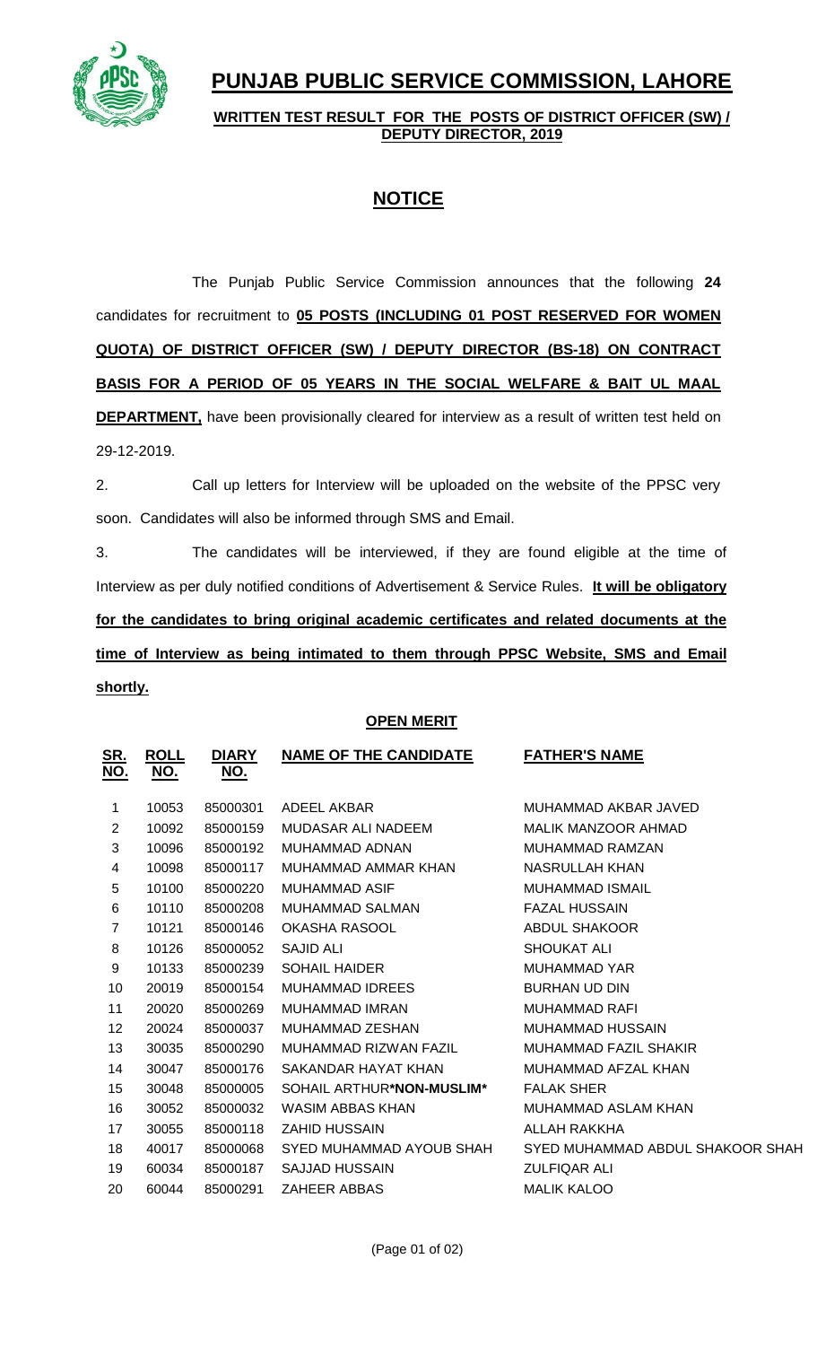# PUNJAB PUBLIC SERVICE COMMISSION, LAHORE

**WRITTEN TEST RESULT FOR THE POSTS OF DISTRICT OFFICER (SW) / DEPUTY DIRECTOR, 2019**

## NOTICE

The Punjab Public Service Commission announces that the following **24** candidates for recruitment to **05 POSTS (INCLUDING 01 POST RESERVED FOR WOMEN QUOTA) OF DISTRICT OFFICER (SW) / DEPUTY DIRECTOR (BS-18) ON CONTRACT BASIS FOR A PERIOD OF 05 YEARS IN THE SOCIAL WELFARE & BAIT UL MAAL DEPARTMENT,** have been provisionally cleared for interview as a result of written test held on 29-12-2019.

2. Call up letters for Interview will be uploaded on the website of the PPSC very soon. Candidates will also be informed through SMS and Email.

3. The candidates will be interviewed, if they are found eligible at the time of Interview as per duly notified conditions of Advertisement & Service Rules. **It will be obligatory for the candidates to bring original academic certificates and related documents at the time of Interview as being intimated to them through PPSC Website, SMS and Email shortly.**

**OPEN MERIT**

| SR. NO. | ROLL NO. | DIARY NO. | NAME OF THE CANDIDATE | FATHER'S NAME |
|---|---|---|---|---|
| 1 | 10053 | 85000301 | ADEEL AKBAR | MUHAMMAD AKBAR JAVED |
| 2 | 10092 | 85000159 | MUDASAR ALI NADEEM | MALIK MANZOOR AHMAD |
| 3 | 10096 | 85000192 | MUHAMMAD ADNAN | MUHAMMAD RAMZAN |
| 4 | 10098 | 85000117 | MUHAMMAD AMMAR KHAN | NASRULLAH KHAN |
| 5 | 10100 | 85000220 | MUHAMMAD ASIF | MUHAMMAD ISMAIL |
| 6 | 10110 | 85000208 | MUHAMMAD SALMAN | FAZAL HUSSAIN |
| 7 | 10121 | 85000146 | OKASHA RASOOL | ABDUL SHAKOOR |
| 8 | 10126 | 85000052 | SAJID ALI | SHOUKAT ALI |
| 9 | 10133 | 85000239 | SOHAIL HAIDER | MUHAMMAD YAR |
| 10 | 20019 | 85000154 | MUHAMMAD IDREES | BURHAN UD DIN |
| 11 | 20020 | 85000269 | MUHAMMAD IMRAN | MUHAMMAD RAFI |
| 12 | 20024 | 85000037 | MUHAMMAD ZESHAN | MUHAMMAD HUSSAIN |
| 13 | 30035 | 85000290 | MUHAMMAD RIZWAN FAZIL | MUHAMMAD FAZIL SHAKIR |
| 14 | 30047 | 85000176 | SAKANDAR HAYAT KHAN | MUHAMMAD AFZAL KHAN |
| 15 | 30048 | 85000005 | SOHAIL ARTHUR**\*NON-MUSLIM\*** | FALAK SHER |
| 16 | 30052 | 85000032 | WASIM ABBAS KHAN | MUHAMMAD ASLAM KHAN |
| 17 | 30055 | 85000118 | ZAHID HUSSAIN | ALLAH RAKKHA |
| 18 | 40017 | 85000068 | SYED MUHAMMAD AYOUB SHAH | SYED MUHAMMAD ABDUL SHAKOOR SHAH |
| 19 | 60034 | 85000187 | SAJJAD HUSSAIN | ZULFIQAR ALI |
| 20 | 60044 | 85000291 | ZAHEER ABBAS | MALIK KALOO |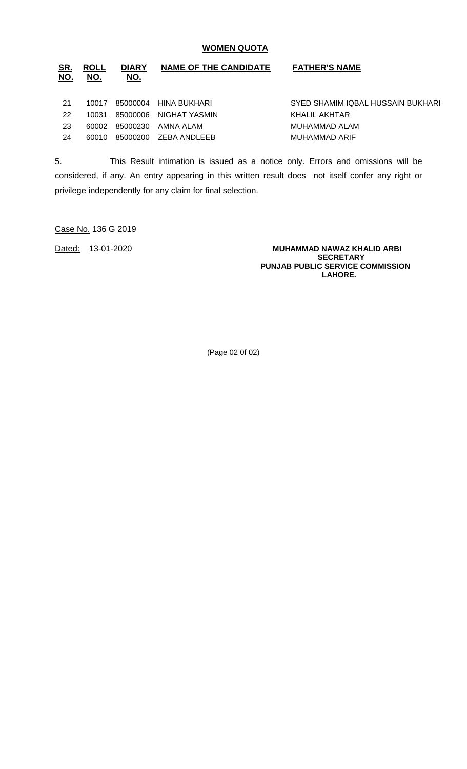## WOMEN QUOTA

| SR. NO. | ROLL NO. | DIARY NO. | NAME OF THE CANDIDATE | FATHER'S NAME |
|---|---|---|---|---|
| 21 | 10017 | 85000004 | HINA BUKHARI | SYED SHAMIM IQBAL HUSSAIN BUKHARI |
| 22 | 10031 | 85000006 | NIGHAT YASMIN | KHALIL AKHTAR |
| 23 | 60002 | 85000230 | AMNA ALAM | MUHAMMAD ALAM |
| 24 | 60010 | 85000200 | ZEBA ANDLEEB | MUHAMMAD ARIF |

5. This Result intimation is issued as a notice only. Errors and omissions will be considered, if any. An entry appearing in this written result does not itself confer any right or privilege independently for any claim for final selection.

Case No. 136 G 2019

Dated: 13-01-2020

**MUHAMMAD NAWAZ KHALID ARBI**
**SECRETARY**
**PUNJAB PUBLIC SERVICE COMMISSION**
**LAHORE.**